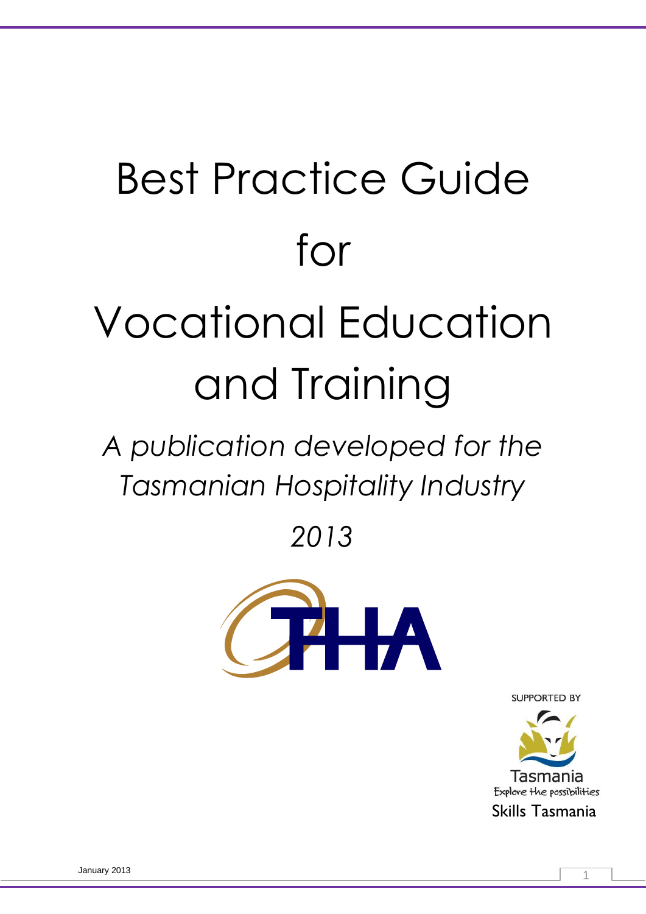# Best Practice Guide for Vocational Education and Training

*A publication developed for the Tasmanian Hospitality Industry*

*2013*

SUPPORTED BY

Tasmania

Explore the possibilities

Skills Tasmania

January 2013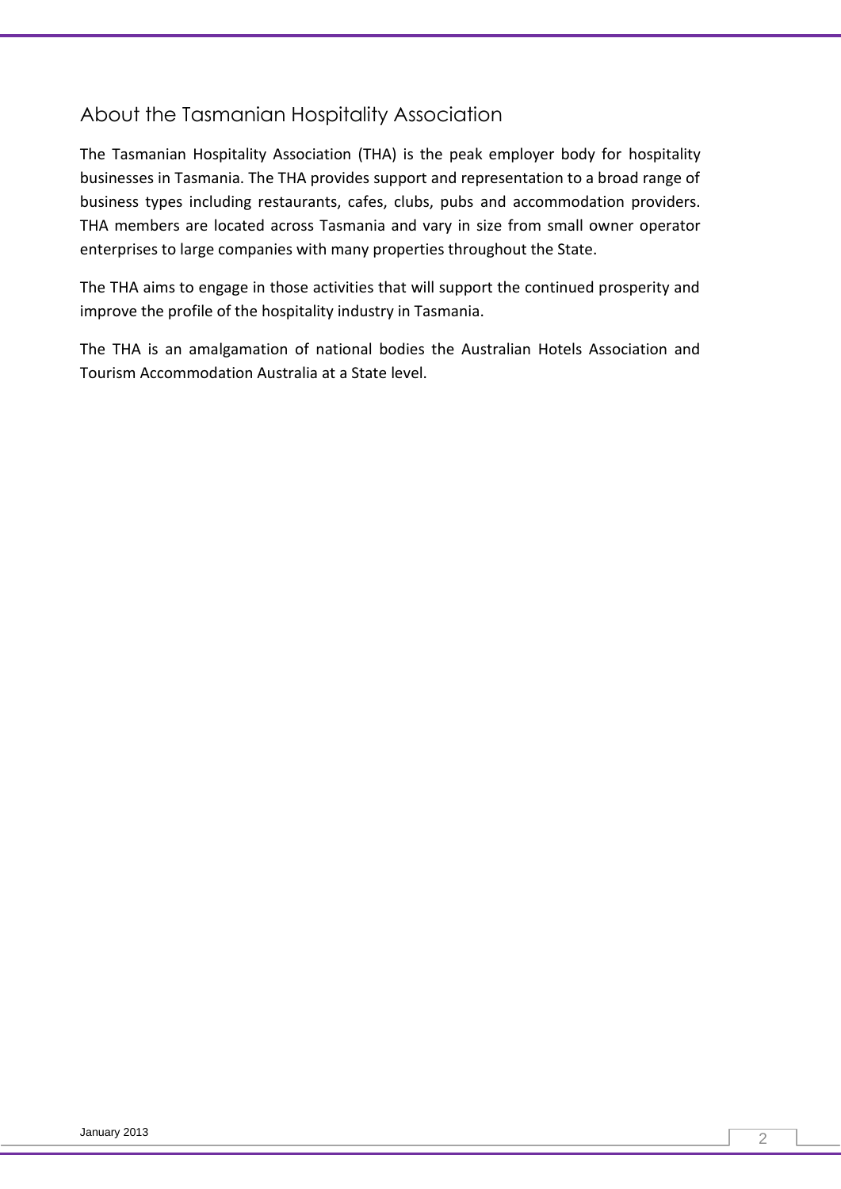## About the Tasmanian Hospitality Association

The Tasmanian Hospitality Association (THA) is the peak employer body for hospitality businesses in Tasmania. The THA provides support and representation to a broad range of business types including restaurants, cafes, clubs, pubs and accommodation providers. THA members are located across Tasmania and vary in size from small owner operator enterprises to large companies with many properties throughout the State.

The THA aims to engage in those activities that will support the continued prosperity and improve the profile of the hospitality industry in Tasmania.

The THA is an amalgamation of national bodies the Australian Hotels Association and Tourism Accommodation Australia at a State level.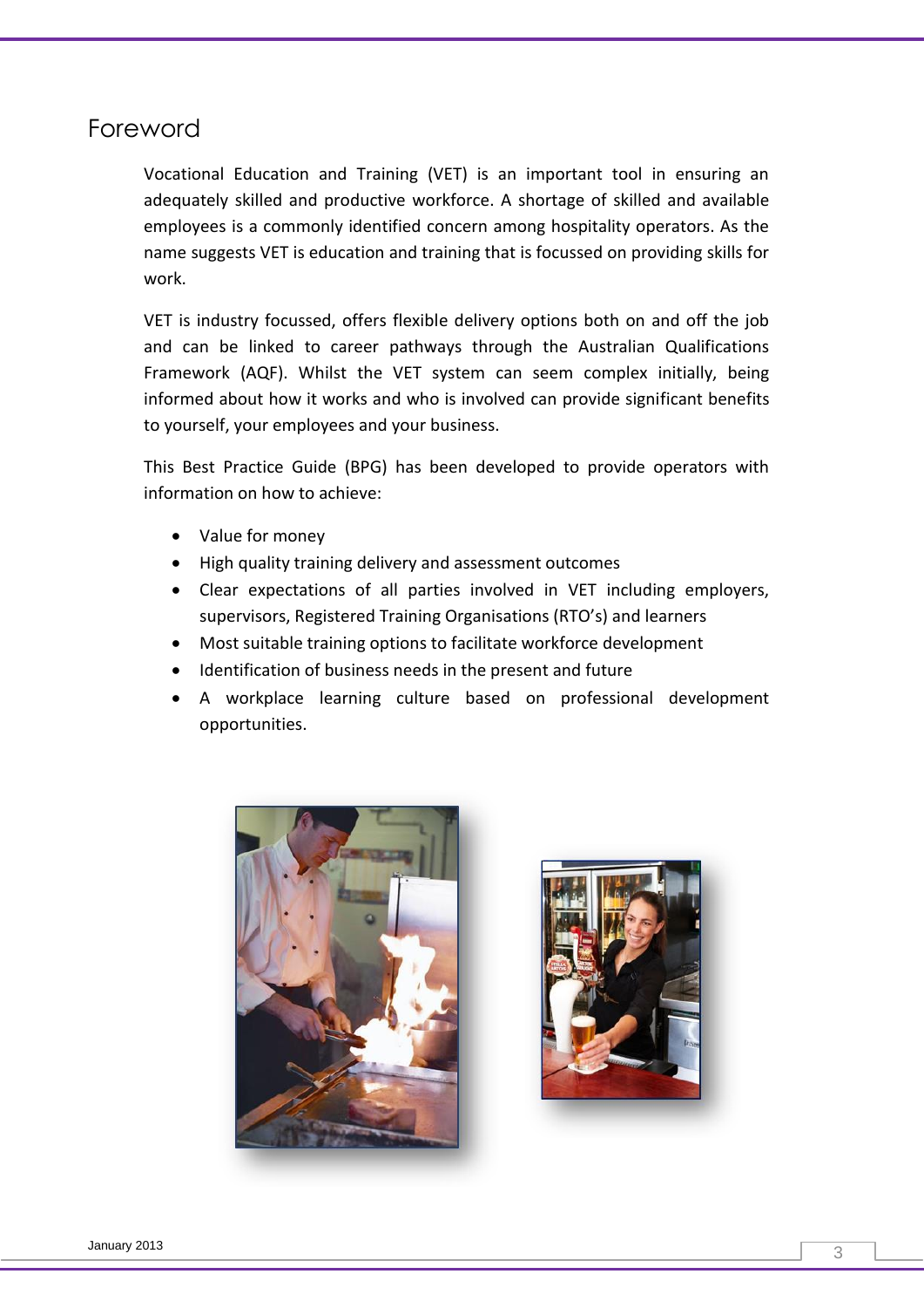# Foreword

Vocational Education and Training (VET) is an important tool in ensuring an adequately skilled and productive workforce. A shortage of skilled and available employees is a commonly identified concern among hospitality operators. As the name suggests VET is education and training that is focussed on providing skills for work.

VET is industry focussed, offers flexible delivery options both on and off the job and can be linked to career pathways through the Australian Qualifications Framework (AQF). Whilst the VET system can seem complex initially, being informed about how it works and who is involved can provide significant benefits to yourself, your employees and your business.

This Best Practice Guide (BPG) has been developed to provide operators with information on how to achieve:

- Value for money
- High quality training delivery and assessment outcomes
- Clear expectations of all parties involved in VET including employers, supervisors, Registered Training Organisations (RTO's) and learners
- Most suitable training options to facilitate workforce development
- Identification of business needs in the present and future
- A workplace learning culture based on professional development opportunities.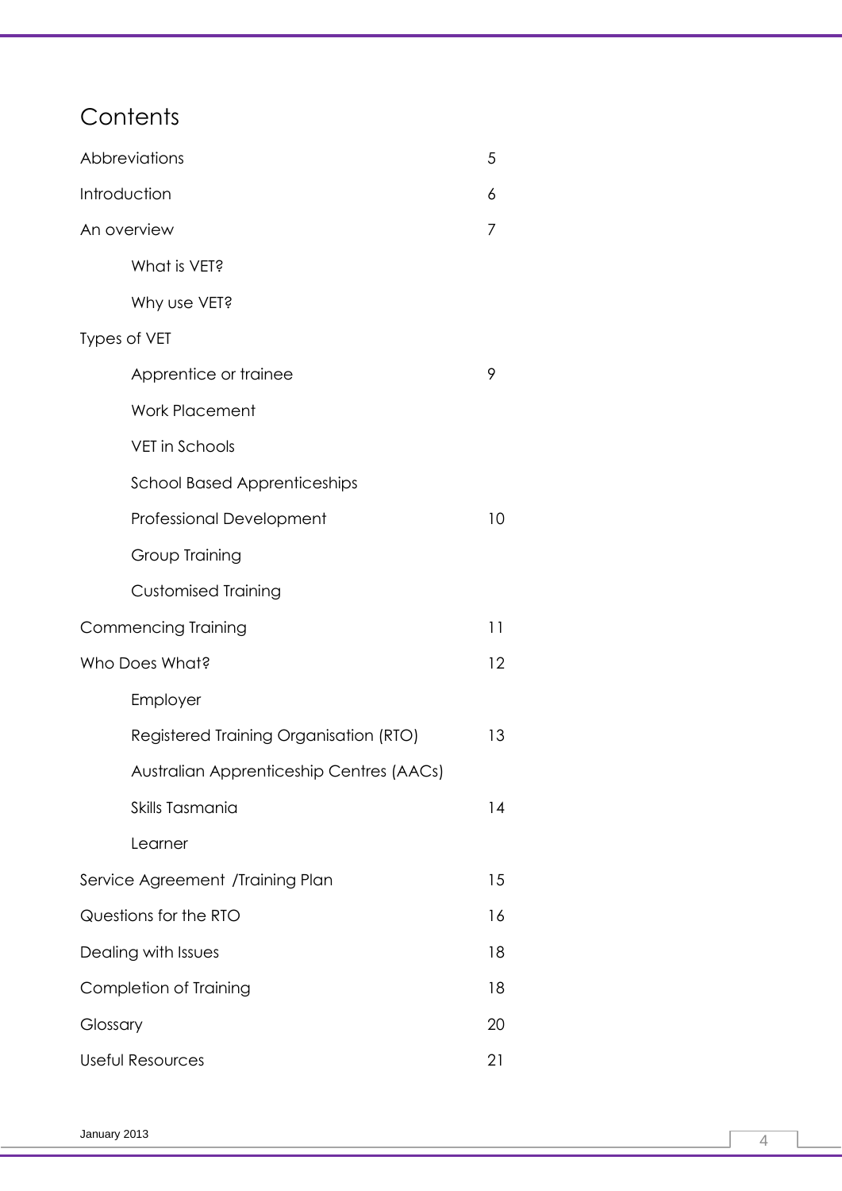# Contents

| | |
|---|---|
| Abbreviations | 5 |
| Introduction | 6 |
| An overview | 7 |
| &nbsp;&nbsp;&nbsp;&nbsp;What is VET? | |
| &nbsp;&nbsp;&nbsp;&nbsp;Why use VET? | |
| Types of VET | |
| &nbsp;&nbsp;&nbsp;&nbsp;Apprentice or trainee | 9 |
| &nbsp;&nbsp;&nbsp;&nbsp;Work Placement | |
| &nbsp;&nbsp;&nbsp;&nbsp;VET in Schools | |
| &nbsp;&nbsp;&nbsp;&nbsp;School Based Apprenticeships | |
| &nbsp;&nbsp;&nbsp;&nbsp;Professional Development | 10 |
| &nbsp;&nbsp;&nbsp;&nbsp;Group Training | |
| &nbsp;&nbsp;&nbsp;&nbsp;Customised Training | |
| Commencing Training | 11 |
| Who Does What? | 12 |
| &nbsp;&nbsp;&nbsp;&nbsp;Employer | |
| &nbsp;&nbsp;&nbsp;&nbsp;Registered Training Organisation (RTO) | 13 |
| &nbsp;&nbsp;&nbsp;&nbsp;Australian Apprenticeship Centres (AACs) | |
| &nbsp;&nbsp;&nbsp;&nbsp;Skills Tasmania | 14 |
| &nbsp;&nbsp;&nbsp;&nbsp;Learner | |
| Service Agreement /Training Plan | 15 |
| Questions for the RTO | 16 |
| Dealing with Issues | 18 |
| Completion of Training | 18 |
| Glossary | 20 |
| Useful Resources | 21 |

January 2013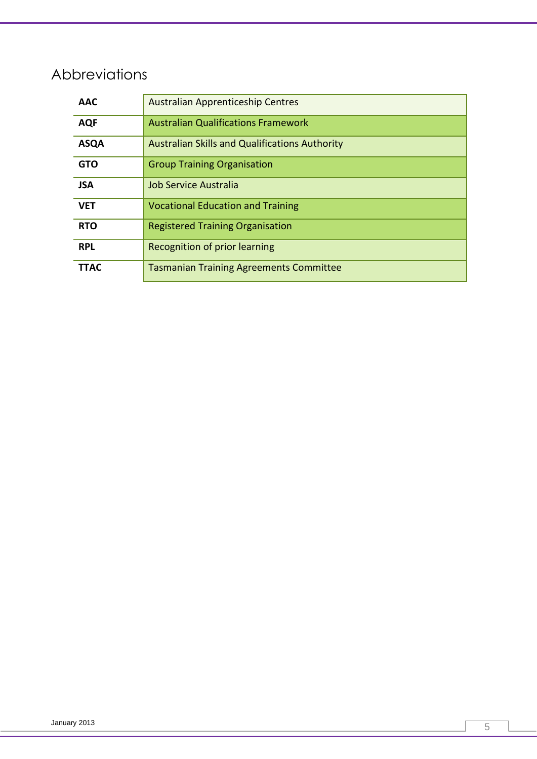# Abbreviations

| | |
|---|---|
| **AAC** | Australian Apprenticeship Centres |
| **AQF** | Australian Qualifications Framework |
| **ASQA** | Australian Skills and Qualifications Authority |
| **GTO** | Group Training Organisation |
| **JSA** | Job Service Australia |
| **VET** | Vocational Education and Training |
| **RTO** | Registered Training Organisation |
| **RPL** | Recognition of prior learning |
| **TTAC** | Tasmanian Training Agreements Committee |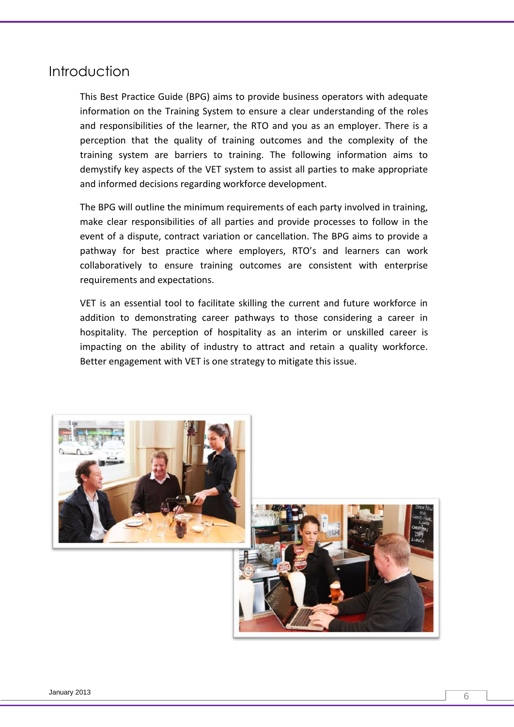# Introduction

This Best Practice Guide (BPG) aims to provide business operators with adequate information on the Training System to ensure a clear understanding of the roles and responsibilities of the learner, the RTO and you as an employer. There is a perception that the quality of training outcomes and the complexity of the training system are barriers to training. The following information aims to demystify key aspects of the VET system to assist all parties to make appropriate and informed decisions regarding workforce development.

The BPG will outline the minimum requirements of each party involved in training, make clear responsibilities of all parties and provide processes to follow in the event of a dispute, contract variation or cancellation. The BPG aims to provide a pathway for best practice where employers, RTO's and learners can work collaboratively to ensure training outcomes are consistent with enterprise requirements and expectations.

VET is an essential tool to facilitate skilling the current and future workforce in addition to demonstrating career pathways to those considering a career in hospitality. The perception of hospitality as an interim or unskilled career is impacting on the ability of industry to attract and retain a quality workforce. Better engagement with VET is one strategy to mitigate this issue.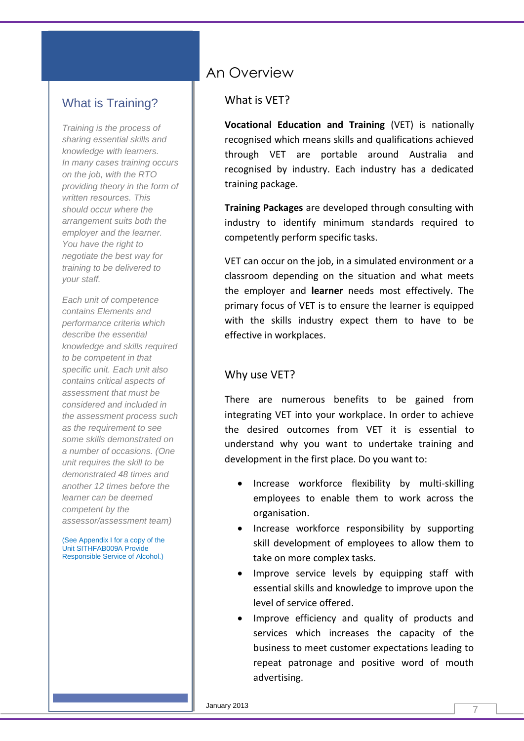## What is Training?

*Training is the process of sharing essential skills and knowledge with learners. In many cases training occurs on the job, with the RTO providing theory in the form of written resources. This should occur where the arrangement suits both the employer and the learner. You have the right to negotiate the best way for training to be delivered to your staff.*

*Each unit of competence contains Elements and performance criteria which describe the essential knowledge and skills required to be competent in that specific unit. Each unit also contains critical aspects of assessment that must be considered and included in the assessment process such as the requirement to see some skills demonstrated on a number of occasions. (One unit requires the skill to be demonstrated 48 times and another 12 times before the learner can be deemed competent by the assessor/assessment team)*

(See Appendix I for a copy of the Unit SITHFAB009A Provide Responsible Service of Alcohol.)

# An Overview

## What is VET?

**Vocational Education and Training** (VET) is nationally recognised which means skills and qualifications achieved through VET are portable around Australia and recognised by industry. Each industry has a dedicated training package.

**Training Packages** are developed through consulting with industry to identify minimum standards required to competently perform specific tasks.

VET can occur on the job, in a simulated environment or a classroom depending on the situation and what meets the employer and **learner** needs most effectively. The primary focus of VET is to ensure the learner is equipped with the skills industry expect them to have to be effective in workplaces.

## Why use VET?

There are numerous benefits to be gained from integrating VET into your workplace. In order to achieve the desired outcomes from VET it is essential to understand why you want to undertake training and development in the first place. Do you want to:

- Increase workforce flexibility by multi-skilling employees to enable them to work across the organisation.
- Increase workforce responsibility by supporting skill development of employees to allow them to take on more complex tasks.
- Improve service levels by equipping staff with essential skills and knowledge to improve upon the level of service offered.
- Improve efficiency and quality of products and services which increases the capacity of the business to meet customer expectations leading to repeat patronage and positive word of mouth advertising.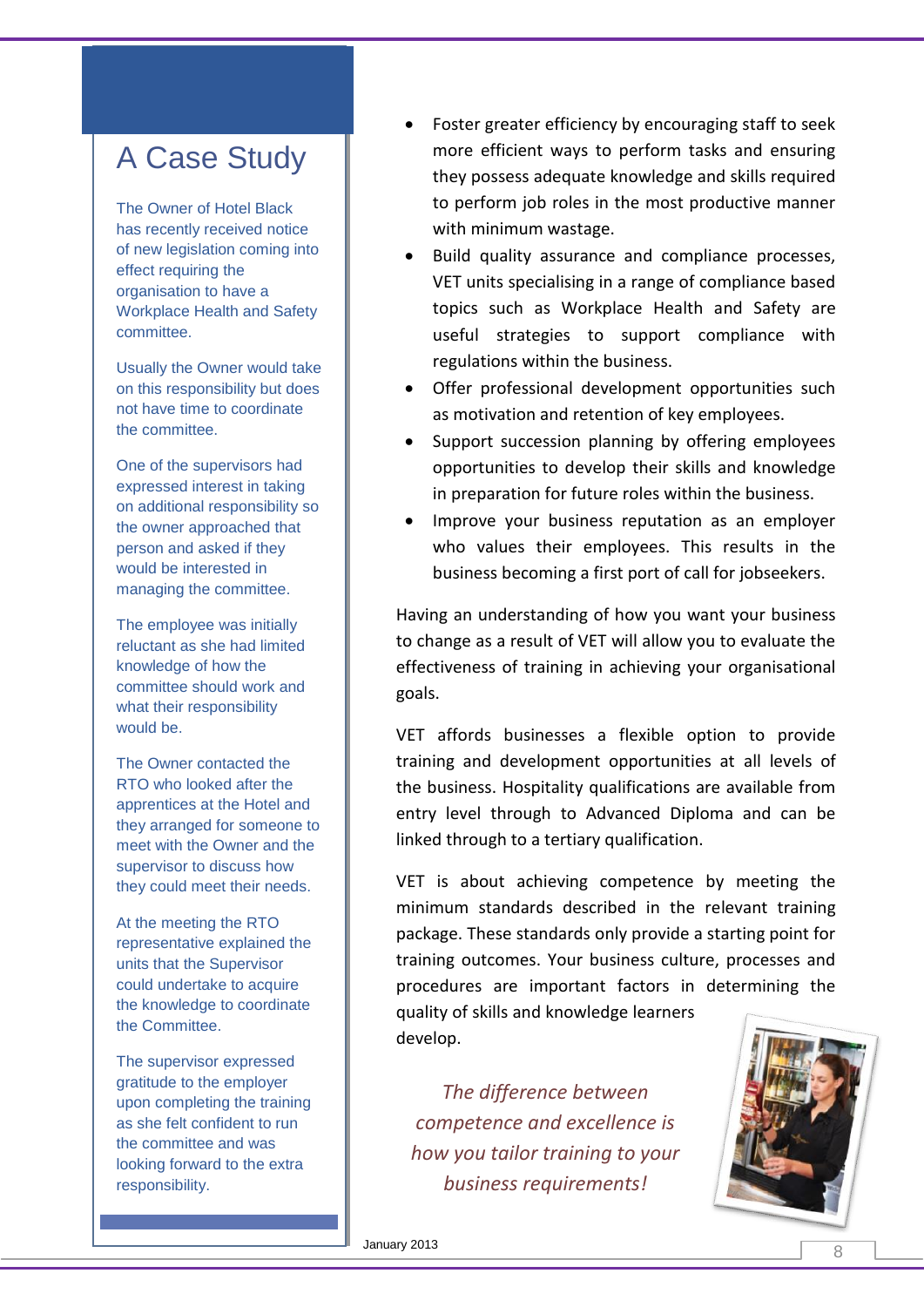## A Case Study

The Owner of Hotel Black has recently received notice of new legislation coming into effect requiring the organisation to have a Workplace Health and Safety committee.

Usually the Owner would take on this responsibility but does not have time to coordinate the committee.

One of the supervisors had expressed interest in taking on additional responsibility so the owner approached that person and asked if they would be interested in managing the committee.

The employee was initially reluctant as she had limited knowledge of how the committee should work and what their responsibility would be.

The Owner contacted the RTO who looked after the apprentices at the Hotel and they arranged for someone to meet with the Owner and the supervisor to discuss how they could meet their needs.

At the meeting the RTO representative explained the units that the Supervisor could undertake to acquire the knowledge to coordinate the Committee.

The supervisor expressed gratitude to the employer upon completing the training as she felt confident to run the committee and was looking forward to the extra responsibility.

- Foster greater efficiency by encouraging staff to seek more efficient ways to perform tasks and ensuring they possess adequate knowledge and skills required to perform job roles in the most productive manner with minimum wastage.
- Build quality assurance and compliance processes, VET units specialising in a range of compliance based topics such as Workplace Health and Safety are useful strategies to support compliance with regulations within the business.
- Offer professional development opportunities such as motivation and retention of key employees.
- Support succession planning by offering employees opportunities to develop their skills and knowledge in preparation for future roles within the business.
- Improve your business reputation as an employer who values their employees. This results in the business becoming a first port of call for jobseekers.

Having an understanding of how you want your business to change as a result of VET will allow you to evaluate the effectiveness of training in achieving your organisational goals.

VET affords businesses a flexible option to provide training and development opportunities at all levels of the business. Hospitality qualifications are available from entry level through to Advanced Diploma and can be linked through to a tertiary qualification.

VET is about achieving competence by meeting the minimum standards described in the relevant training package. These standards only provide a starting point for training outcomes. Your business culture, processes and procedures are important factors in determining the quality of skills and knowledge learners develop.

*The difference between competence and excellence is how you tailor training to your business requirements!*

January 2013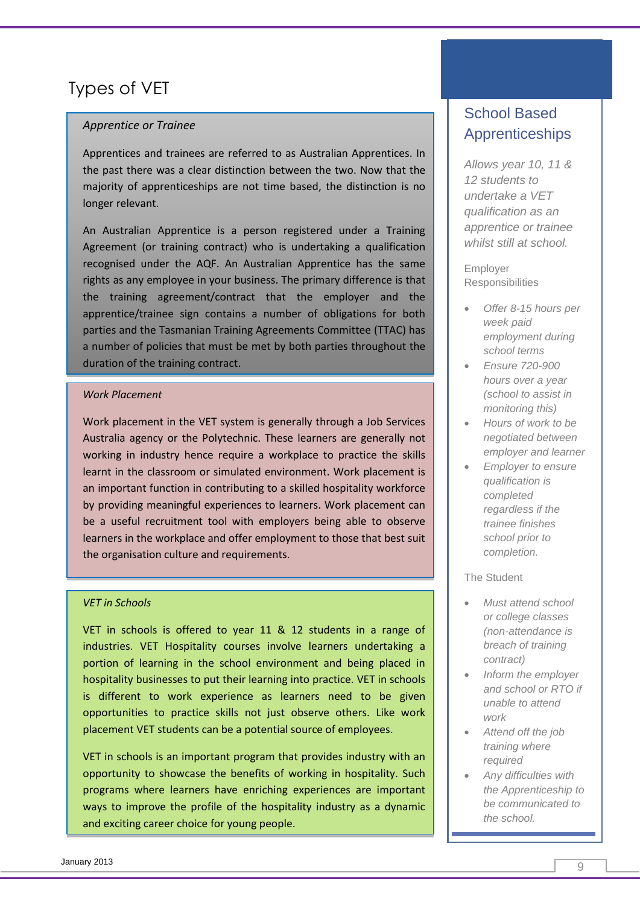# Types of VET

### *Apprentice or Trainee*

Apprentices and trainees are referred to as Australian Apprentices. In the past there was a clear distinction between the two. Now that the majority of apprenticeships are not time based, the distinction is no longer relevant.

An Australian Apprentice is a person registered under a Training Agreement (or training contract) who is undertaking a qualification recognised under the AQF. An Australian Apprentice has the same rights as any employee in your business. The primary difference is that the training agreement/contract that the employer and the apprentice/trainee sign contains a number of obligations for both parties and the Tasmanian Training Agreements Committee (TTAC) has a number of policies that must be met by both parties throughout the duration of the training contract.

### *Work Placement*

Work placement in the VET system is generally through a Job Services Australia agency or the Polytechnic. These learners are generally not working in industry hence require a workplace to practice the skills learnt in the classroom or simulated environment. Work placement is an important function in contributing to a skilled hospitality workforce by providing meaningful experiences to learners. Work placement can be a useful recruitment tool with employers being able to observe learners in the workplace and offer employment to those that best suit the organisation culture and requirements.

### *VET in Schools*

VET in schools is offered to year 11 & 12 students in a range of industries. VET Hospitality courses involve learners undertaking a portion of learning in the school environment and being placed in hospitality businesses to put their learning into practice. VET in schools is different to work experience as learners need to be given opportunities to practice skills not just observe others. Like work placement VET students can be a potential source of employees.

VET in schools is an important program that provides industry with an opportunity to showcase the benefits of working in hospitality. Such programs where learners have enriching experiences are important ways to improve the profile of the hospitality industry as a dynamic and exciting career choice for young people.

## School Based Apprenticeships

*Allows year 10, 11 & 12 students to undertake a VET qualification as an apprentice or trainee whilst still at school.*

Employer Responsibilities

- *Offer 8-15 hours per week paid employment during school terms*
- *Ensure 720-900 hours over a year (school to assist in monitoring this)*
- *Hours of work to be negotiated between employer and learner*
- *Employer to ensure qualification is completed regardless if the trainee finishes school prior to completion.*

The Student

- *Must attend school or college classes (non-attendance is breach of training contract)*
- *Inform the employer and school or RTO if unable to attend work*
- *Attend off the job training where required*
- *Any difficulties with the Apprenticeship to be communicated to the school.*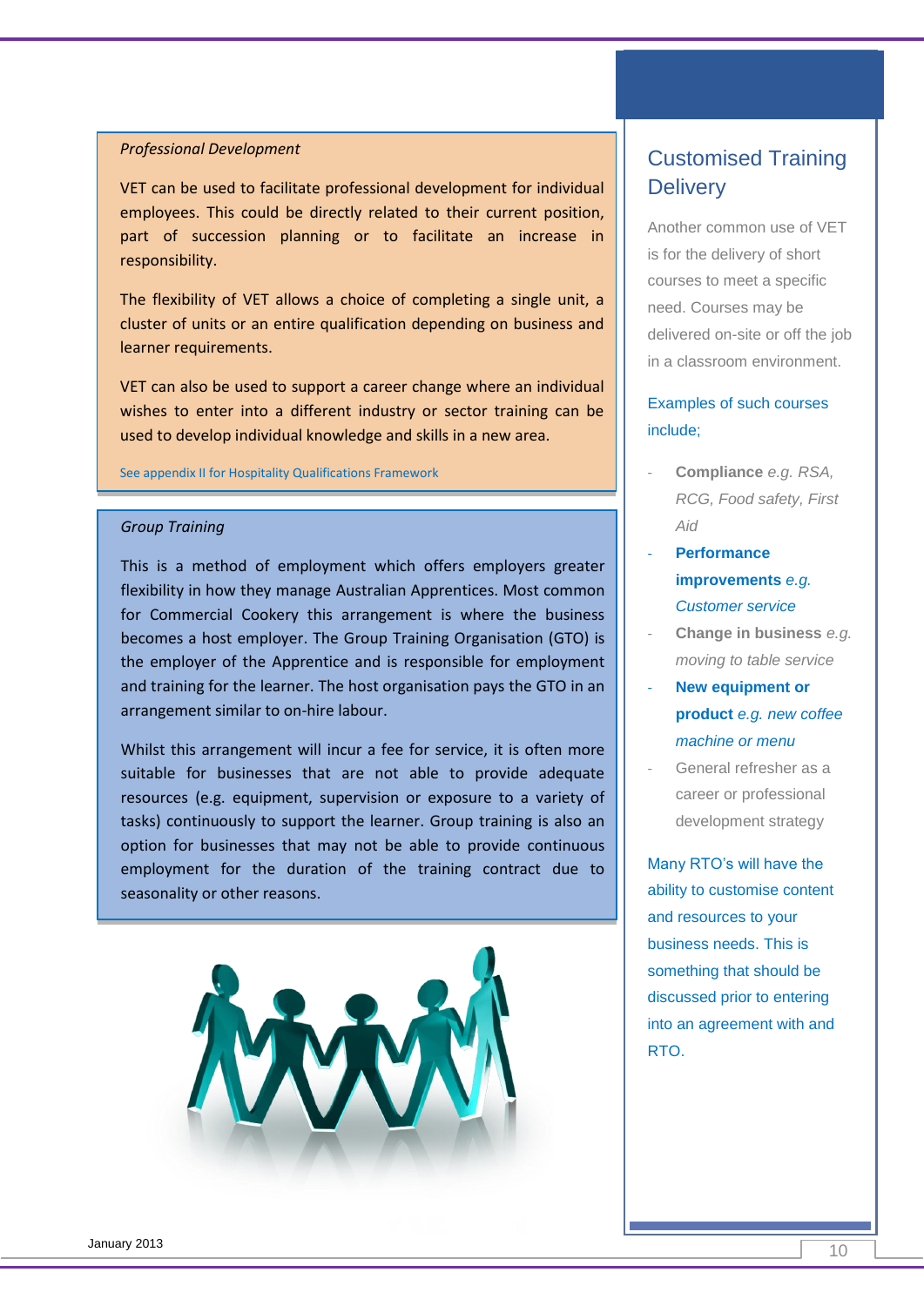### *Professional Development*

VET can be used to facilitate professional development for individual employees. This could be directly related to their current position, part of succession planning or to facilitate an increase in responsibility.

The flexibility of VET allows a choice of completing a single unit, a cluster of units or an entire qualification depending on business and learner requirements.

VET can also be used to support a career change where an individual wishes to enter into a different industry or sector training can be used to develop individual knowledge and skills in a new area.

See appendix II for Hospitality Qualifications Framework

### *Group Training*

This is a method of employment which offers employers greater flexibility in how they manage Australian Apprentices. Most common for Commercial Cookery this arrangement is where the business becomes a host employer. The Group Training Organisation (GTO) is the employer of the Apprentice and is responsible for employment and training for the learner. The host organisation pays the GTO in an arrangement similar to on-hire labour.

Whilst this arrangement will incur a fee for service, it is often more suitable for businesses that are not able to provide adequate resources (e.g. equipment, supervision or exposure to a variety of tasks) continuously to support the learner. Group training is also an option for businesses that may not be able to provide continuous employment for the duration of the training contract due to seasonality or other reasons.

## Customised Training Delivery

Another common use of VET is for the delivery of short courses to meet a specific need. Courses may be delivered on-site or off the job in a classroom environment.

Examples of such courses include;

- **Compliance** *e.g. RSA, RCG, Food safety, First Aid*
- **Performance improvements** *e.g. Customer service*
- **Change in business** *e.g. moving to table service*
- **New equipment or product** *e.g. new coffee machine or menu*
- General refresher as a career or professional development strategy

Many RTO's will have the ability to customise content and resources to your business needs. This is something that should be discussed prior to entering into an agreement with and RTO.

January 2013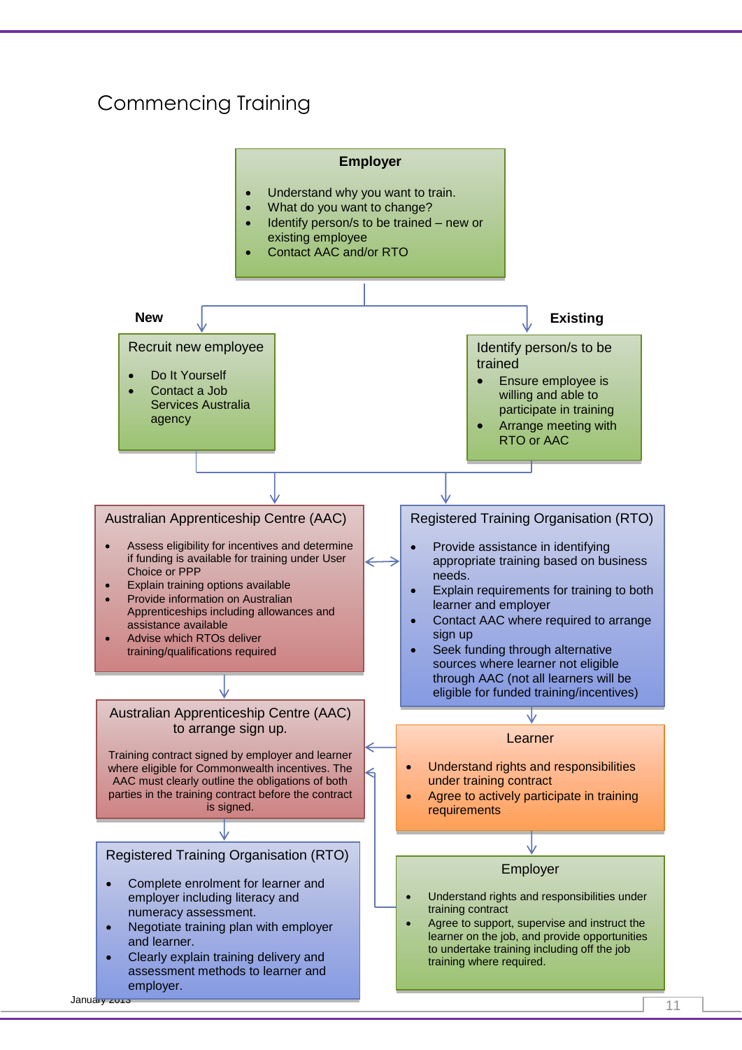# Commencing Training

**Employer**

- Understand why you want to train.
- What do you want to change?
- Identify person/s to be trained – new or existing employee
- Contact AAC and/or RTO

**New**

Recruit new employee

- Do It Yourself
- Contact a Job Services Australia agency

**Existing**

Identify person/s to be trained

- Ensure employee is willing and able to participate in training
- Arrange meeting with RTO or AAC

Australian Apprenticeship Centre (AAC)

- Assess eligibility for incentives and determine if funding is available for training under User Choice or PPP
- Explain training options available
- Provide information on Australian Apprenticeships including allowances and assistance available
- Advise which RTOs deliver training/qualifications required

Registered Training Organisation (RTO)

- Provide assistance in identifying appropriate training based on business needs.
- Explain requirements for training to both learner and employer
- Contact AAC where required to arrange sign up
- Seek funding through alternative sources where learner not eligible through AAC (not all learners will be eligible for funded training/incentives)

Australian Apprenticeship Centre (AAC) to arrange sign up.

Training contract signed by employer and learner where eligible for Commonwealth incentives. The AAC must clearly outline the obligations of both parties in the training contract before the contract is signed.

Learner

- Understand rights and responsibilities under training contract
- Agree to actively participate in training requirements

Employer

- Understand rights and responsibilities under training contract
- Agree to support, supervise and instruct the learner on the job, and provide opportunities to undertake training including off the job training where required.

Registered Training Organisation (RTO)

- Complete enrolment for learner and employer including literacy and numeracy assessment.
- Negotiate training plan with employer and learner.
- Clearly explain training delivery and assessment methods to learner and employer.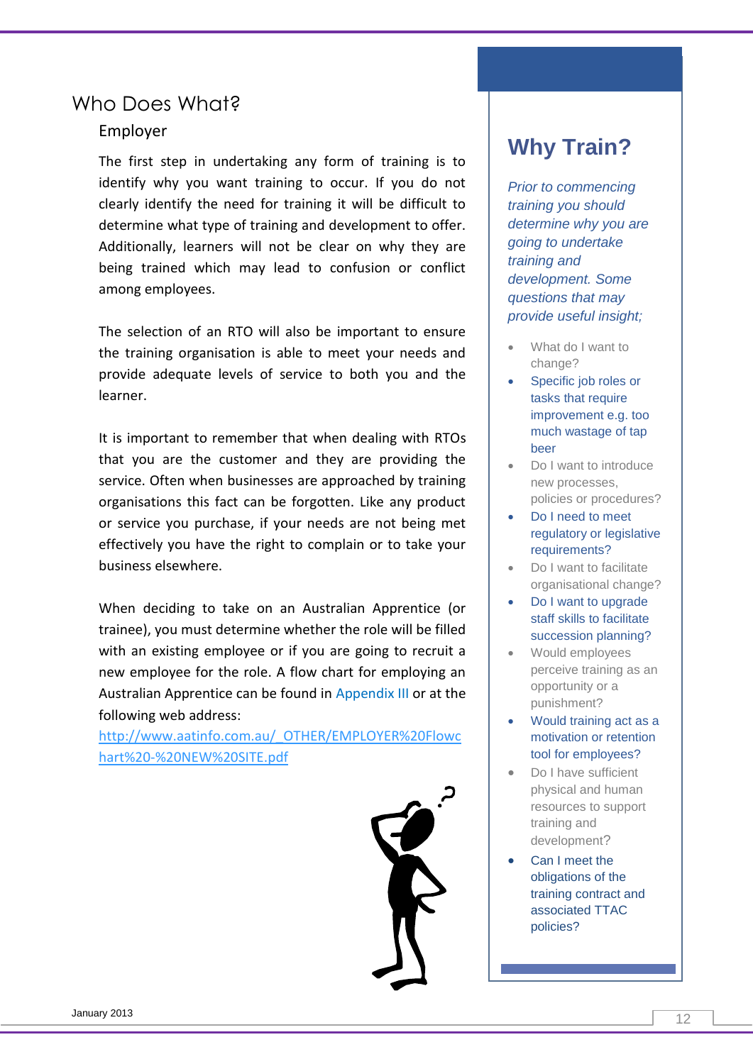# Who Does What?

## Employer

The first step in undertaking any form of training is to identify why you want training to occur. If you do not clearly identify the need for training it will be difficult to determine what type of training and development to offer. Additionally, learners will not be clear on why they are being trained which may lead to confusion or conflict among employees.

The selection of an RTO will also be important to ensure the training organisation is able to meet your needs and provide adequate levels of service to both you and the learner.

It is important to remember that when dealing with RTOs that you are the customer and they are providing the service. Often when businesses are approached by training organisations this fact can be forgotten. Like any product or service you purchase, if your needs are not being met effectively you have the right to complain or to take your business elsewhere.

When deciding to take on an Australian Apprentice (or trainee), you must determine whether the role will be filled with an existing employee or if you are going to recruit a new employee for the role. A flow chart for employing an Australian Apprentice can be found in Appendix III or at the following web address:
http://www.aatinfo.com.au/_OTHER/EMPLOYER%20Flowchart%20-%20NEW%20SITE.pdf

## Why Train?

*Prior to commencing training you should determine why you are going to undertake training and development. Some questions that may provide useful insight;*

- What do I want to change?
- Specific job roles or tasks that require improvement e.g. too much wastage of tap beer
- Do I want to introduce new processes, policies or procedures?
- Do I need to meet regulatory or legislative requirements?
- Do I want to facilitate organisational change?
- Do I want to upgrade staff skills to facilitate succession planning?
- Would employees perceive training as an opportunity or a punishment?
- Would training act as a motivation or retention tool for employees?
- Do I have sufficient physical and human resources to support training and development?
- Can I meet the obligations of the training contract and associated TTAC policies?

January 2013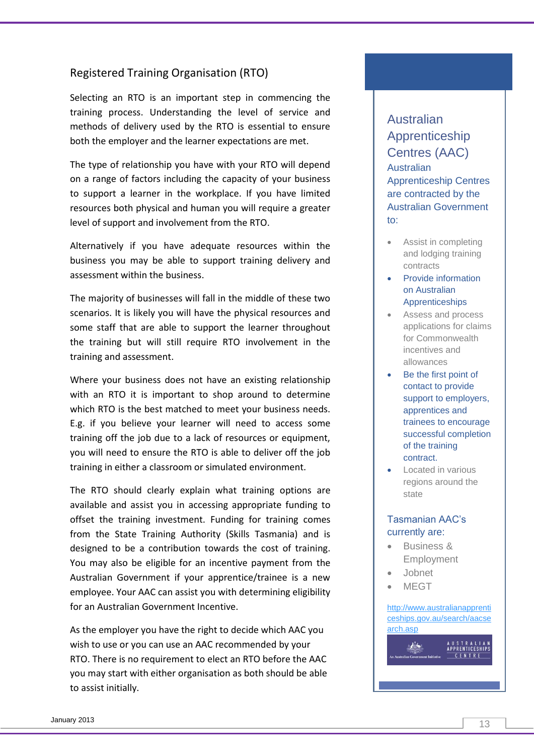## Registered Training Organisation (RTO)

Selecting an RTO is an important step in commencing the training process. Understanding the level of service and methods of delivery used by the RTO is essential to ensure both the employer and the learner expectations are met.

The type of relationship you have with your RTO will depend on a range of factors including the capacity of your business to support a learner in the workplace. If you have limited resources both physical and human you will require a greater level of support and involvement from the RTO.

Alternatively if you have adequate resources within the business you may be able to support training delivery and assessment within the business.

The majority of businesses will fall in the middle of these two scenarios. It is likely you will have the physical resources and some staff that are able to support the learner throughout the training but will still require RTO involvement in the training and assessment.

Where your business does not have an existing relationship with an RTO it is important to shop around to determine which RTO is the best matched to meet your business needs. E.g. if you believe your learner will need to access some training off the job due to a lack of resources or equipment, you will need to ensure the RTO is able to deliver off the job training in either a classroom or simulated environment.

The RTO should clearly explain what training options are available and assist you in accessing appropriate funding to offset the training investment. Funding for training comes from the State Training Authority (Skills Tasmania) and is designed to be a contribution towards the cost of training. You may also be eligible for an incentive payment from the Australian Government if your apprentice/trainee is a new employee. Your AAC can assist you with determining eligibility for an Australian Government Incentive.

As the employer you have the right to decide which AAC you wish to use or you can use an AAC recommended by your RTO. There is no requirement to elect an RTO before the AAC you may start with either organisation as both should be able to assist initially.

### Australian Apprenticeship Centres (AAC)

Australian Apprenticeship Centres are contracted by the Australian Government to:

- Assist in completing and lodging training contracts
- Provide information on Australian Apprenticeships
- Assess and process applications for claims for Commonwealth incentives and allowances
- Be the first point of contact to provide support to employers, apprentices and trainees to encourage successful completion of the training contract.
- Located in various regions around the state

Tasmanian AAC's currently are:

- Business & Employment
- Jobnet
- MEGT

http://www.australianapprenticeships.gov.au/search/aacsearch.asp

An Australian Government Initiative — AUSTRALIAN APPRENTICESHIPS CENTRE

January 2013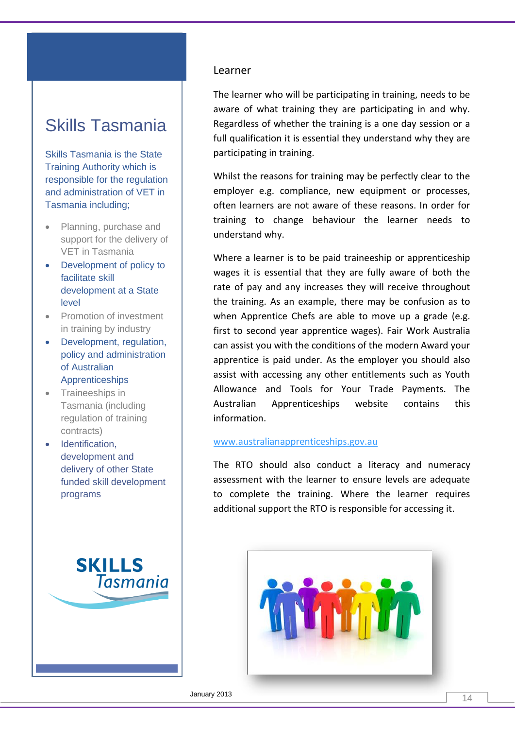## Skills Tasmania

Skills Tasmania is the State Training Authority which is responsible for the regulation and administration of VET in Tasmania including;

- Planning, purchase and support for the delivery of VET in Tasmania
- Development of policy to facilitate skill development at a State level
- Promotion of investment in training by industry
- Development, regulation, policy and administration of Australian Apprenticeships
- Traineeships in Tasmania (including regulation of training contracts)
- Identification, development and delivery of other State funded skill development programs

## Learner

The learner who will be participating in training, needs to be aware of what training they are participating in and why. Regardless of whether the training is a one day session or a full qualification it is essential they understand why they are participating in training.

Whilst the reasons for training may be perfectly clear to the employer e.g. compliance, new equipment or processes, often learners are not aware of these reasons. In order for training to change behaviour the learner needs to understand why.

Where a learner is to be paid traineeship or apprenticeship wages it is essential that they are fully aware of both the rate of pay and any increases they will receive throughout the training. As an example, there may be confusion as to when Apprentice Chefs are able to move up a grade (e.g. first to second year apprentice wages). Fair Work Australia can assist you with the conditions of the modern Award your apprentice is paid under. As the employer you should also assist with accessing any other entitlements such as Youth Allowance and Tools for Your Trade Payments. The Australian Apprenticeships website contains this information.

www.australianapprenticeships.gov.au

The RTO should also conduct a literacy and numeracy assessment with the learner to ensure levels are adequate to complete the training. Where the learner requires additional support the RTO is responsible for accessing it.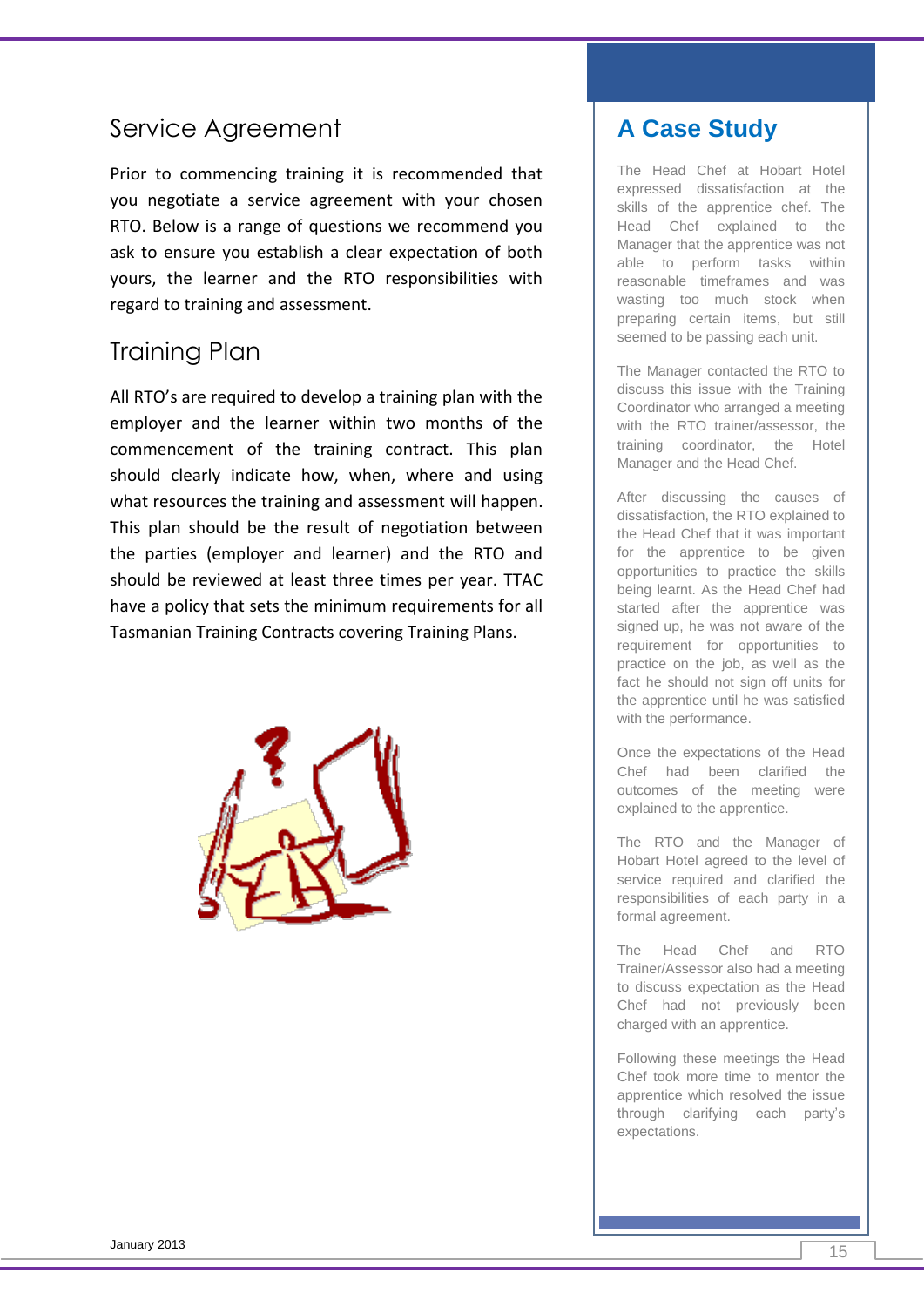## Service Agreement

Prior to commencing training it is recommended that you negotiate a service agreement with your chosen RTO. Below is a range of questions we recommend you ask to ensure you establish a clear expectation of both yours, the learner and the RTO responsibilities with regard to training and assessment.

## Training Plan

All RTO's are required to develop a training plan with the employer and the learner within two months of the commencement of the training contract. This plan should clearly indicate how, when, where and using what resources the training and assessment will happen. This plan should be the result of negotiation between the parties (employer and learner) and the RTO and should be reviewed at least three times per year. TTAC have a policy that sets the minimum requirements for all Tasmanian Training Contracts covering Training Plans.

## A Case Study

The Head Chef at Hobart Hotel expressed dissatisfaction at the skills of the apprentice chef. The Head Chef explained to the Manager that the apprentice was not able to perform tasks within reasonable timeframes and was wasting too much stock when preparing certain items, but still seemed to be passing each unit.

The Manager contacted the RTO to discuss this issue with the Training Coordinator who arranged a meeting with the RTO trainer/assessor, the training coordinator, the Hotel Manager and the Head Chef.

After discussing the causes of dissatisfaction, the RTO explained to the Head Chef that it was important for the apprentice to be given opportunities to practice the skills being learnt. As the Head Chef had started after the apprentice was signed up, he was not aware of the requirement for opportunities to practice on the job, as well as the fact he should not sign off units for the apprentice until he was satisfied with the performance.

Once the expectations of the Head Chef had been clarified the outcomes of the meeting were explained to the apprentice.

The RTO and the Manager of Hobart Hotel agreed to the level of service required and clarified the responsibilities of each party in a formal agreement.

The Head Chef and RTO Trainer/Assessor also had a meeting to discuss expectation as the Head Chef had not previously been charged with an apprentice.

Following these meetings the Head Chef took more time to mentor the apprentice which resolved the issue through clarifying each party's expectations.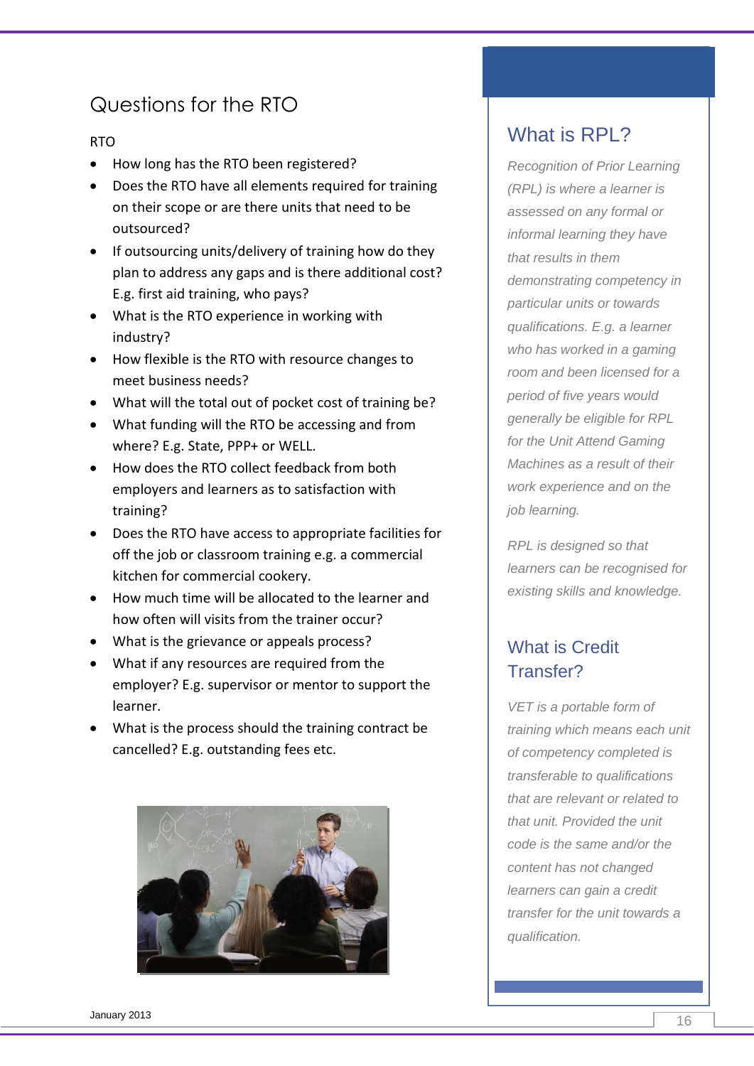## Questions for the RTO

RTO

- How long has the RTO been registered?
- Does the RTO have all elements required for training on their scope or are there units that need to be outsourced?
- If outsourcing units/delivery of training how do they plan to address any gaps and is there additional cost? E.g. first aid training, who pays?
- What is the RTO experience in working with industry?
- How flexible is the RTO with resource changes to meet business needs?
- What will the total out of pocket cost of training be?
- What funding will the RTO be accessing and from where? E.g. State, PPP+ or WELL.
- How does the RTO collect feedback from both employers and learners as to satisfaction with training?
- Does the RTO have access to appropriate facilities for off the job or classroom training e.g. a commercial kitchen for commercial cookery.
- How much time will be allocated to the learner and how often will visits from the trainer occur?
- What is the grievance or appeals process?
- What if any resources are required from the employer? E.g. supervisor or mentor to support the learner.
- What is the process should the training contract be cancelled? E.g. outstanding fees etc.

### What is RPL?

*Recognition of Prior Learning (RPL) is where a learner is assessed on any formal or informal learning they have that results in them demonstrating competency in particular units or towards qualifications. E.g. a learner who has worked in a gaming room and been licensed for a period of five years would generally be eligible for RPL for the Unit Attend Gaming Machines as a result of their work experience and on the job learning.*

*RPL is designed so that learners can be recognised for existing skills and knowledge.*

### What is Credit Transfer?

*VET is a portable form of training which means each unit of competency completed is transferable to qualifications that are relevant or related to that unit. Provided the unit code is the same and/or the content has not changed learners can gain a credit transfer for the unit towards a qualification.*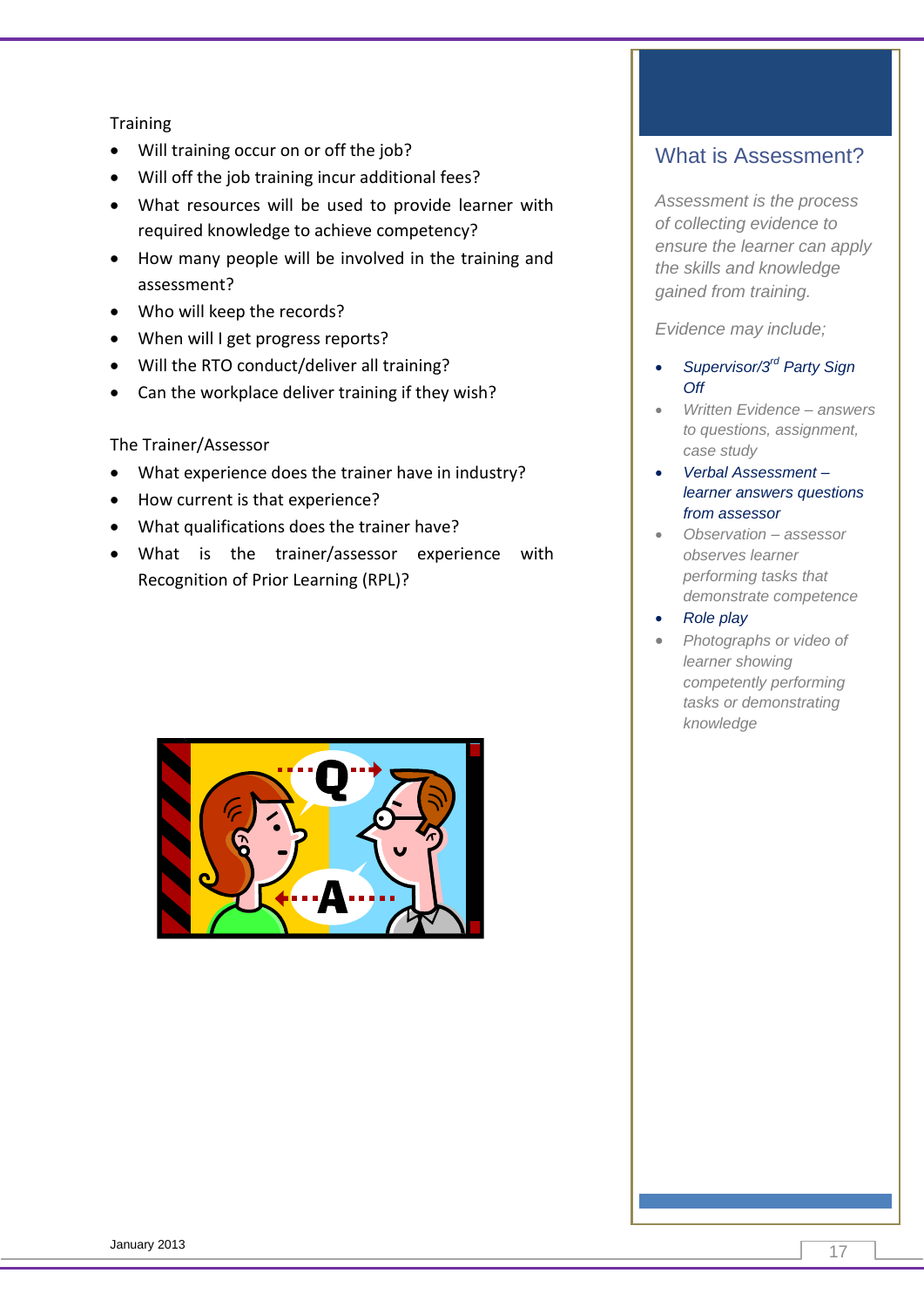Training

- Will training occur on or off the job?
- Will off the job training incur additional fees?
- What resources will be used to provide learner with required knowledge to achieve competency?
- How many people will be involved in the training and assessment?
- Who will keep the records?
- When will I get progress reports?
- Will the RTO conduct/deliver all training?
- Can the workplace deliver training if they wish?

The Trainer/Assessor

- What experience does the trainer have in industry?
- How current is that experience?
- What qualifications does the trainer have?
- What is the trainer/assessor experience with Recognition of Prior Learning (RPL)?

## What is Assessment?

*Assessment is the process of collecting evidence to ensure the learner can apply the skills and knowledge gained from training.*

*Evidence may include;*

- *Supervisor/3rd Party Sign Off*
- *Written Evidence – answers to questions, assignment, case study*
- *Verbal Assessment – learner answers questions from assessor*
- *Observation – assessor observes learner performing tasks that demonstrate competence*
- *Role play*
- *Photographs or video of learner showing competently performing tasks or demonstrating knowledge*

January 2013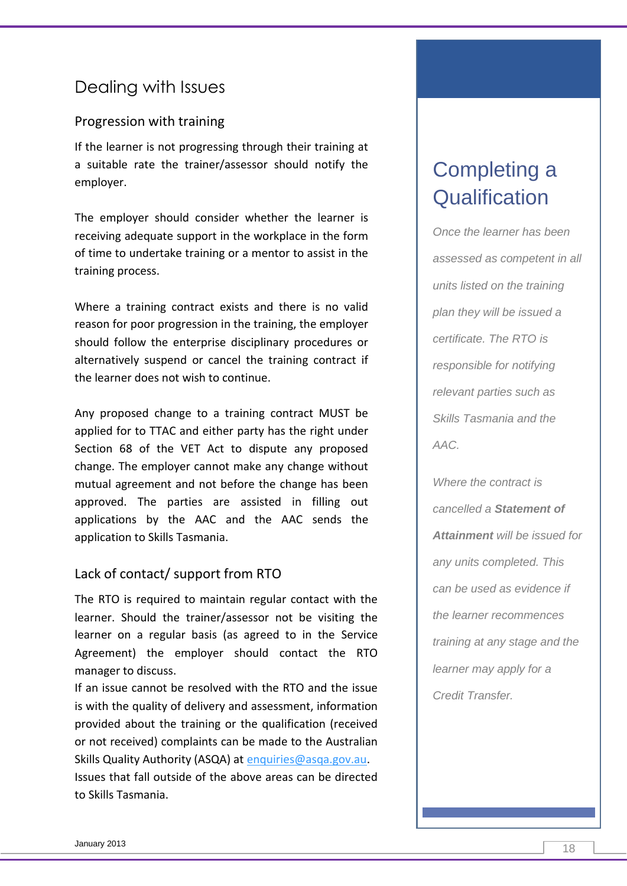## Dealing with Issues

### Progression with training

If the learner is not progressing through their training at a suitable rate the trainer/assessor should notify the employer.

The employer should consider whether the learner is receiving adequate support in the workplace in the form of time to undertake training or a mentor to assist in the training process.

Where a training contract exists and there is no valid reason for poor progression in the training, the employer should follow the enterprise disciplinary procedures or alternatively suspend or cancel the training contract if the learner does not wish to continue.

Any proposed change to a training contract MUST be applied for to TTAC and either party has the right under Section 68 of the VET Act to dispute any proposed change. The employer cannot make any change without mutual agreement and not before the change has been approved. The parties are assisted in filling out applications by the AAC and the AAC sends the application to Skills Tasmania.

### Lack of contact/ support from RTO

The RTO is required to maintain regular contact with the learner. Should the trainer/assessor not be visiting the learner on a regular basis (as agreed to in the Service Agreement) the employer should contact the RTO manager to discuss.

If an issue cannot be resolved with the RTO and the issue is with the quality of delivery and assessment, information provided about the training or the qualification (received or not received) complaints can be made to the Australian Skills Quality Authority (ASQA) at enquiries@asqa.gov.au. Issues that fall outside of the above areas can be directed to Skills Tasmania.

## Completing a Qualification

*Once the learner has been assessed as competent in all units listed on the training plan they will be issued a certificate. The RTO is responsible for notifying relevant parties such as Skills Tasmania and the AAC.*

*Where the contract is cancelled a* ***Statement of Attainment*** *will be issued for any units completed. This can be used as evidence if the learner recommences training at any stage and the learner may apply for a Credit Transfer.*

January 2013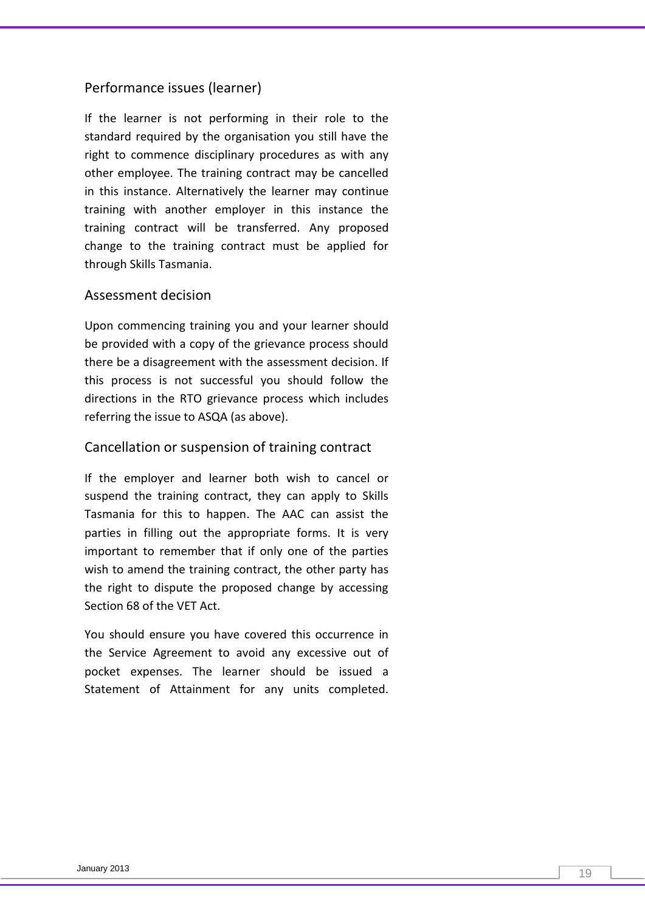### Performance issues (learner)

If the learner is not performing in their role to the standard required by the organisation you still have the right to commence disciplinary procedures as with any other employee. The training contract may be cancelled in this instance. Alternatively the learner may continue training with another employer in this instance the training contract will be transferred. Any proposed change to the training contract must be applied for through Skills Tasmania.

### Assessment decision

Upon commencing training you and your learner should be provided with a copy of the grievance process should there be a disagreement with the assessment decision. If this process is not successful you should follow the directions in the RTO grievance process which includes referring the issue to ASQA (as above).

### Cancellation or suspension of training contract

If the employer and learner both wish to cancel or suspend the training contract, they can apply to Skills Tasmania for this to happen. The AAC can assist the parties in filling out the appropriate forms. It is very important to remember that if only one of the parties wish to amend the training contract, the other party has the right to dispute the proposed change by accessing Section 68 of the VET Act.

You should ensure you have covered this occurrence in the Service Agreement to avoid any excessive out of pocket expenses. The learner should be issued a Statement of Attainment for any units completed.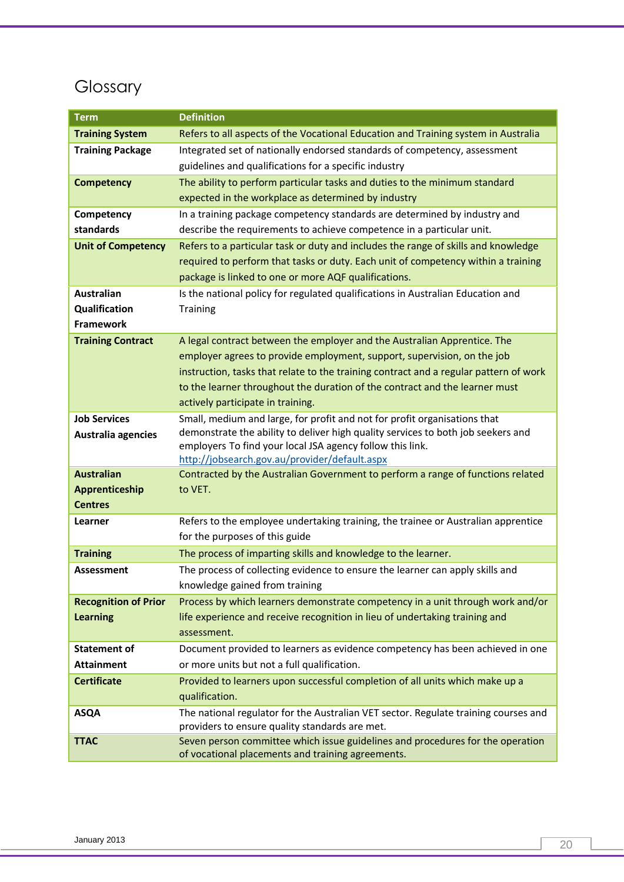# Glossary

| Term | Definition |
|---|---|
| **Training System** | Refers to all aspects of the Vocational Education and Training system in Australia |
| **Training Package** | Integrated set of nationally endorsed standards of competency, assessment guidelines and qualifications for a specific industry |
| **Competency** | The ability to perform particular tasks and duties to the minimum standard expected in the workplace as determined by industry |
| **Competency standards** | In a training package competency standards are determined by industry and describe the requirements to achieve competence in a particular unit. |
| **Unit of Competency** | Refers to a particular task or duty and includes the range of skills and knowledge required to perform that tasks or duty. Each unit of competency within a training package is linked to one or more AQF qualifications. |
| **Australian Qualification Framework** | Is the national policy for regulated qualifications in Australian Education and Training |
| **Training Contract** | A legal contract between the employer and the Australian Apprentice. The employer agrees to provide employment, support, supervision, on the job instruction, tasks that relate to the training contract and a regular pattern of work to the learner throughout the duration of the contract and the learner must actively participate in training. |
| **Job Services Australia agencies** | Small, medium and large, for profit and not for profit organisations that demonstrate the ability to deliver high quality services to both job seekers and employers To find your local JSA agency follow this link. http://jobsearch.gov.au/provider/default.aspx |
| **Australian Appreniceship Centres** | Contracted by the Australian Government to perform a range of functions related to VET. |
| **Learner** | Refers to the employee undertaking training, the trainee or Australian apprentice for the purposes of this guide |
| **Training** | The process of imparting skills and knowledge to the learner. |
| **Assessment** | The process of collecting evidence to ensure the learner can apply skills and knowledge gained from training |
| **Recognition of Prior Learning** | Process by which learners demonstrate competency in a unit through work and/or life experience and receive recognition in lieu of undertaking training and assessment. |
| **Statement of Attainment** | Document provided to learners as evidence competency has been achieved in one or more units but not a full qualification. |
| **Certificate** | Provided to learners upon successful completion of all units which make up a qualification. |
| **ASQA** | The national regulator for the Australian VET sector. Regulate training courses and providers to ensure quality standards are met. |
| **TTAC** | Seven person committee which issue guidelines and procedures for the operation of vocational placements and training agreements. |

January 2013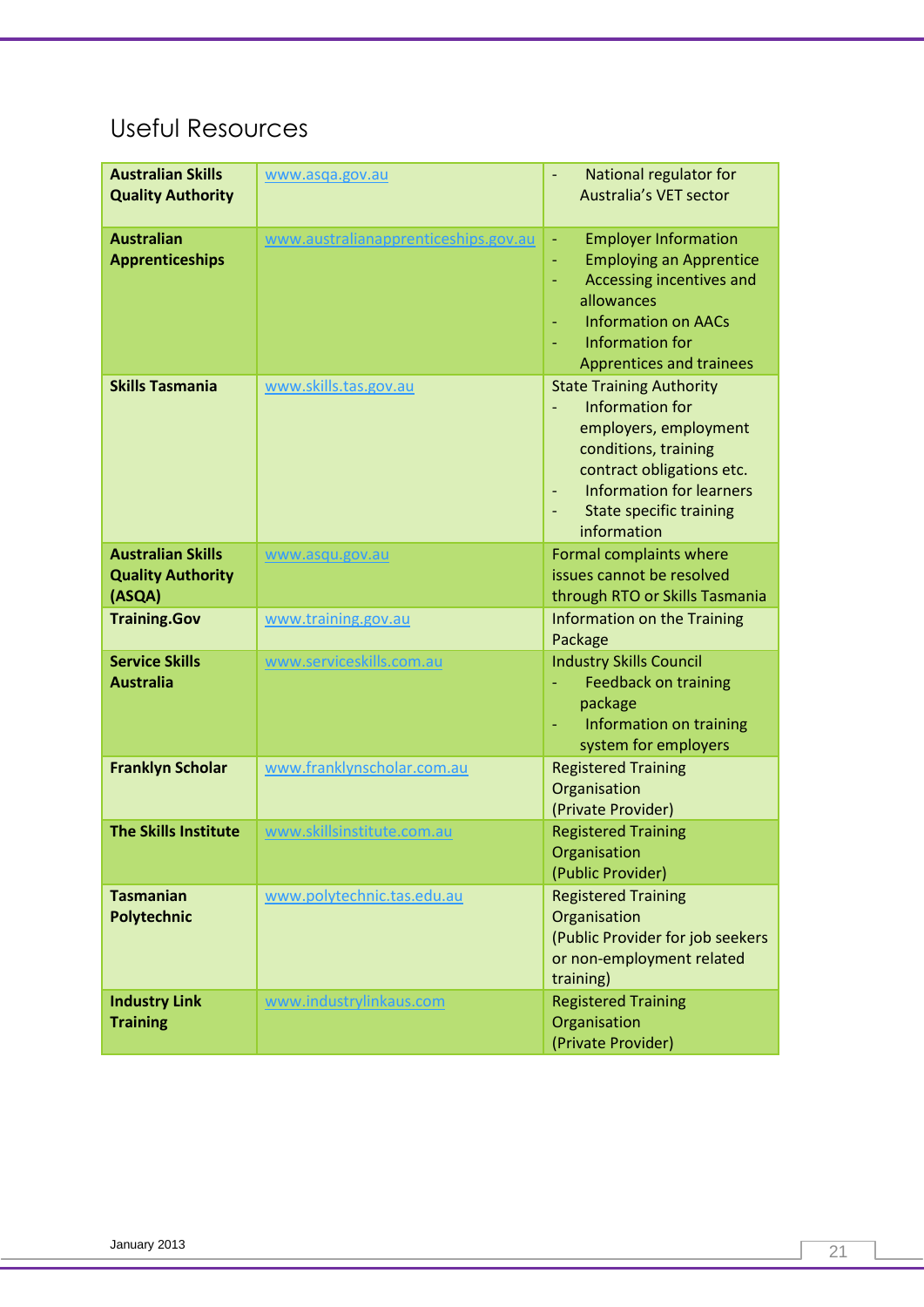## Useful Resources

| | | |
|---|---|---|
| **Australian Skills Quality Authority** | www.asqa.gov.au | - National regulator for Australia's VET sector |
| **Australian Apprenticeships** | www.australianapprenticeships.gov.au | - Employer Information<br>- Employing an Apprentice<br>- Accessing incentives and allowances<br>- Information on AACs<br>- Information for Apprentices and trainees |
| **Skills Tasmania** | www.skills.tas.gov.au | State Training Authority<br>- Information for employers, employment conditions, training contract obligations etc.<br>- Information for learners<br>- State specific training information |
| **Australian Skills Quality Authority (ASQA)** | www.asqu.gov.au | Formal complaints where issues cannot be resolved through RTO or Skills Tasmania |
| **Training.Gov** | www.training.gov.au | Information on the Training Package |
| **Service Skills Australia** | www.serviceskills.com.au | Industry Skills Council<br>- Feedback on training package<br>- Information on training system for employers |
| **Franklyn Scholar** | www.franklynscholar.com.au | Registered Training Organisation (Private Provider) |
| **The Skills Institute** | www.skillsinstitute.com.au | Registered Training Organisation (Public Provider) |
| **Tasmanian Polytechnic** | www.polytechnic.tas.edu.au | Registered Training Organisation (Public Provider for job seekers or non-employment related training) |
| **Industry Link Training** | www.industrylinkaus.com | Registered Training Organisation (Private Provider) |

January 2013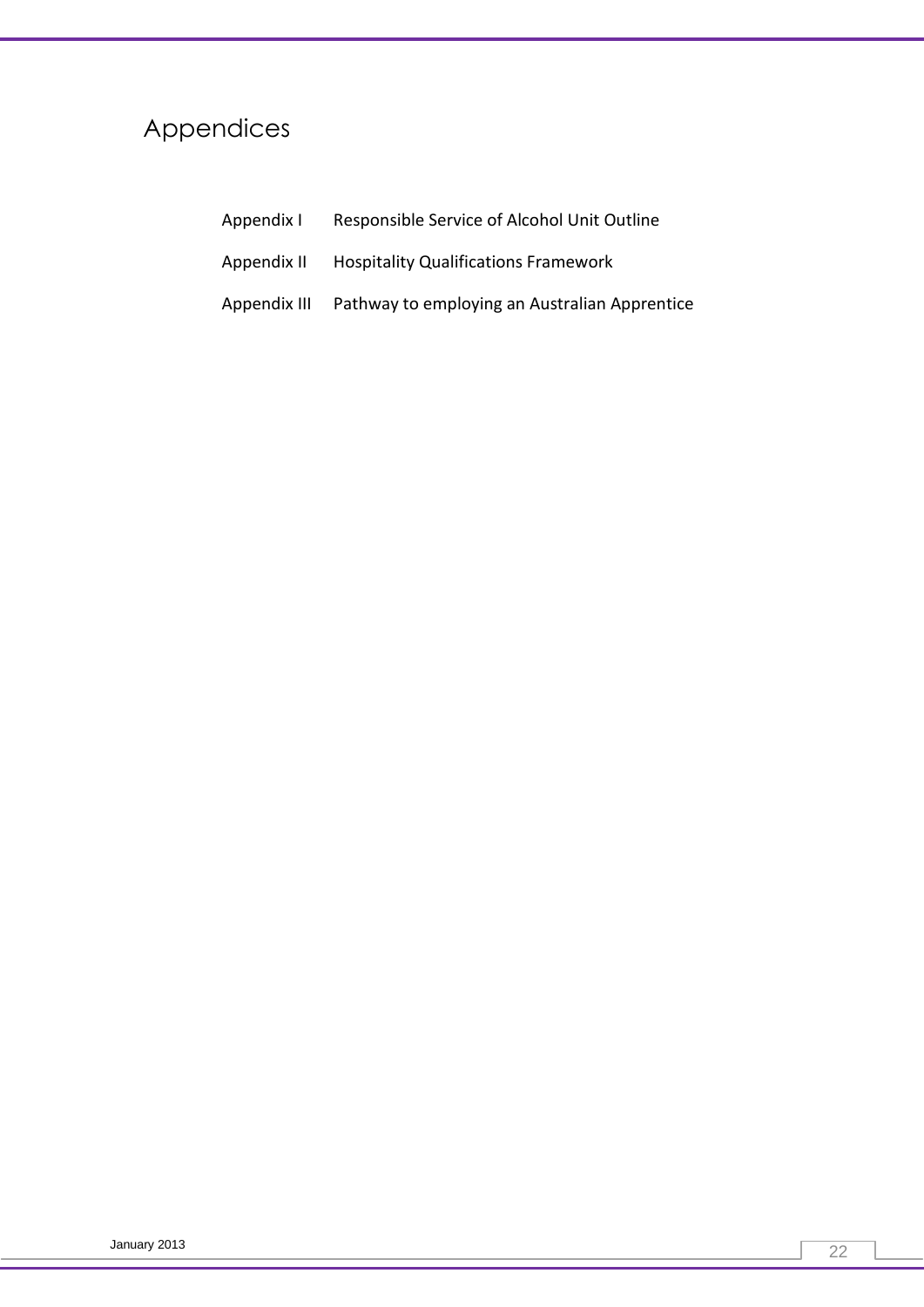# Appendices

| | |
|---|---|
| Appendix I | Responsible Service of Alcohol Unit Outline |
| Appendix II | Hospitality Qualifications Framework |
| Appendix III | Pathway to employing an Australian Apprentice |